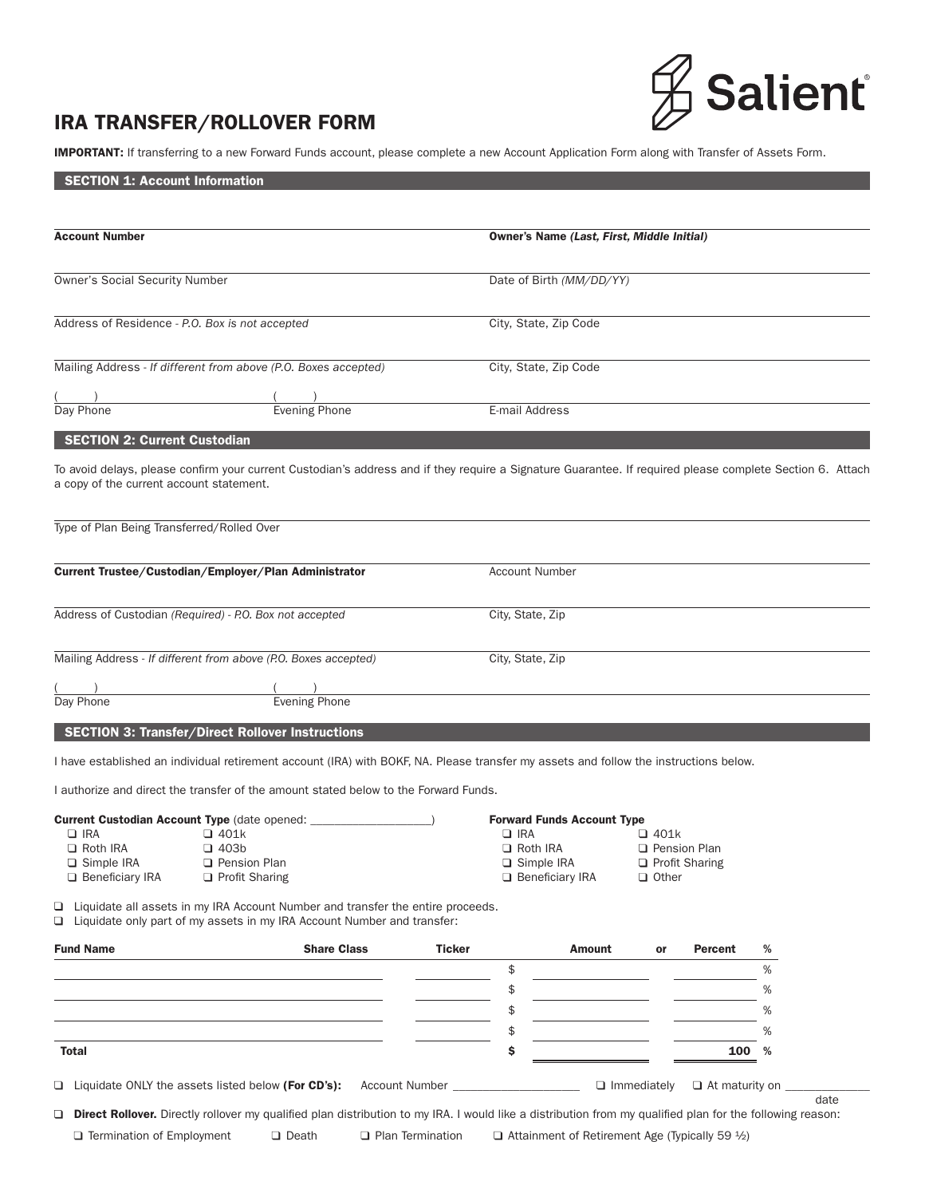# IRA TRANSFER/ROLLOVER FORM

Salient

**IMPORTANT:** If transferring to a new Forward Funds account, please complete a new Account Application Form along with Transfer of Assets Form.

## SECTION 1: Account Information

**Account Number** | **Owner's Name** ***(Last, First, Middle Initial)***

Owner's Social Security Number | Date of Birth *(MM/DD/YY)*

Address of Residence - *P.O. Box is not accepted* | City, State, Zip Code

Mailing Address - *If different from above (P.O. Boxes accepted)* | City, State, Zip Code

( ) Day Phone | ( ) Evening Phone | E-mail Address

## SECTION 2: Current Custodian

To avoid delays, please confirm your current Custodian's address and if they require a Signature Guarantee. If required please complete Section 6. Attach a copy of the current account statement.

Type of Plan Being Transferred/Rolled Over

**Current Trustee/Custodian/Employer/Plan Administrator** | Account Number

Address of Custodian *(Required) - P.O. Box not accepted* | City, State, Zip

Mailing Address - *If different from above (P.O. Boxes accepted)* | City, State, Zip

( ) Day Phone | ( ) Evening Phone

## SECTION 3: Transfer/Direct Rollover Instructions

I have established an individual retirement account (IRA) with BOKF, NA. Please transfer my assets and follow the instructions below.

I authorize and direct the transfer of the amount stated below to the Forward Funds.

**Current Custodian Account Type** (date opened: ___________________)

- ❑ IRA
- ❑ Roth IRA
- ❑ Simple IRA
- ❑ Beneficiary IRA
- ❑ 401k
- ❑ 403b
- ❑ Pension Plan
- ❑ Profit Sharing

**Forward Funds Account Type**

- ❑ IRA
- ❑ Roth IRA
- ❑ Simple IRA
- ❑ Beneficiary IRA
- ❑ 401k
- ❑ Pension Plan
- ❑ Profit Sharing
- ❑ Other

❑ Liquidate all assets in my IRA Account Number and transfer the entire proceeds.

❑ Liquidate only part of my assets in my IRA Account Number and transfer:

| Fund Name | Share Class | Ticker | Amount | or | Percent % |
|---|---|---|---|---|---|
| | | | $ | | % |
| | | | $ | | % |
| | | | $ | | % |
| | | | $ | | % |
| **Total** | | | **$** | | **100 %** |

❑ Liquidate ONLY the assets listed below **(For CD's):** Account Number ___________________ ❑ Immediately ❑ At maturity on ____________ date

❑ **Direct Rollover.** Directly rollover my qualified plan distribution to my IRA. I would like a distribution from my qualified plan for the following reason:

❑ Termination of Employment ❑ Death ❑ Plan Termination ❑ Attainment of Retirement Age (Typically 59 ½)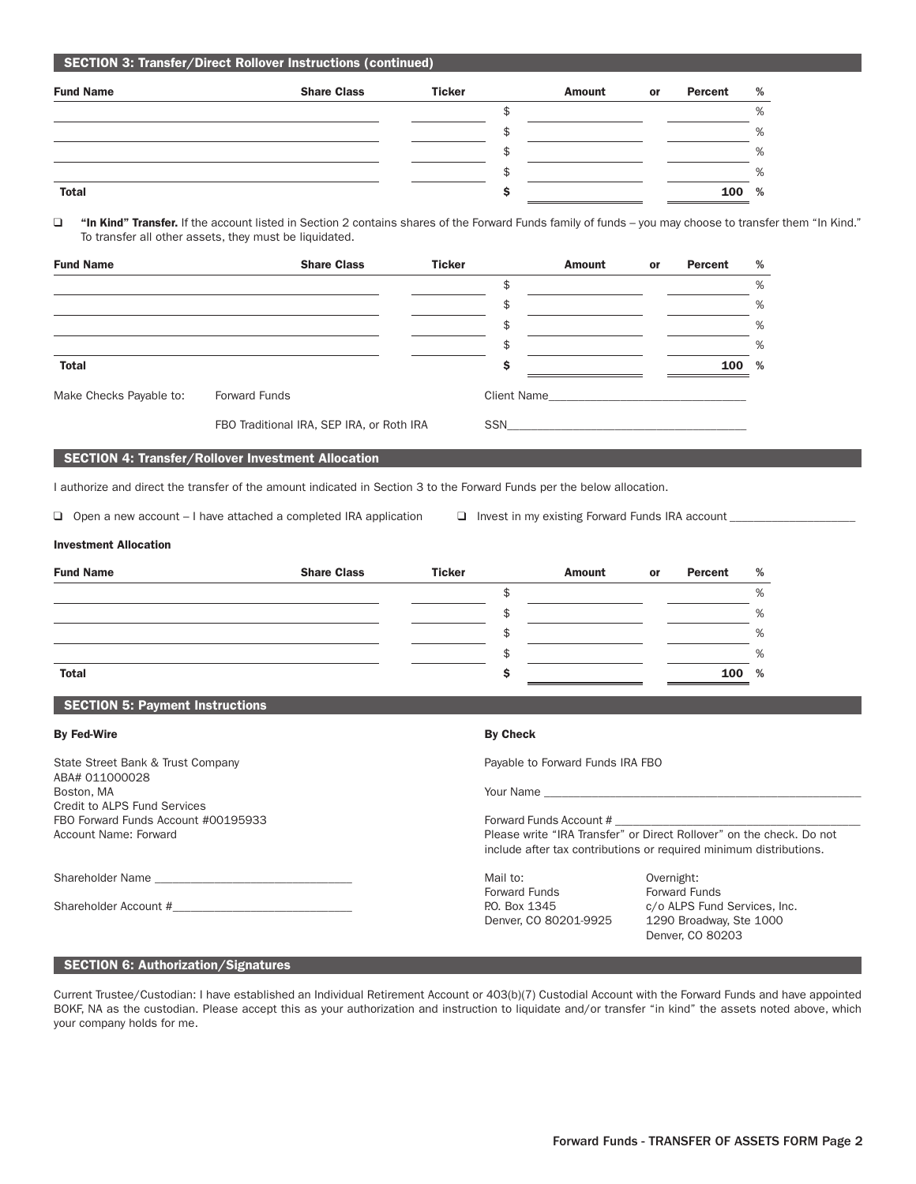## SECTION 3: Transfer/Direct Rollover Instructions (continued)

| Fund Name | Share Class | Ticker | Amount | or | Percent | % |
| --- | --- | --- | --- | --- | --- | --- |
| | | | $ | | | % |
| | | | $ | | | % |
| | | | $ | | | % |
| | | | $ | | | % |
| **Total** | | | **$** | | **100** | **%** |

❑ **"In Kind" Transfer.** If the account listed in Section 2 contains shares of the Forward Funds family of funds – you may choose to transfer them "In Kind." To transfer all other assets, they must be liquidated.

| Fund Name | Share Class | Ticker | Amount | or | Percent | % |
| --- | --- | --- | --- | --- | --- | --- |
| | | | $ | | | % |
| | | | $ | | | % |
| | | | $ | | | % |
| | | | $ | | | % |
| **Total** | | | **$** | | **100** | **%** |

Make Checks Payable to: Forward Funds

FBO Traditional IRA, SEP IRA, or Roth IRA

Client Name_______________________________

SSN_______________________________

## SECTION 4: Transfer/Rollover Investment Allocation

I authorize and direct the transfer of the amount indicated in Section 3 to the Forward Funds per the below allocation.

❑ Open a new account – I have attached a completed IRA application ❑ Invest in my existing Forward Funds IRA account ____________________

**Investment Allocation**

| Fund Name | Share Class | Ticker | Amount | or | Percent | % |
| --- | --- | --- | --- | --- | --- | --- |
| | | | $ | | | % |
| | | | $ | | | % |
| | | | $ | | | % |
| | | | $ | | | % |
| **Total** | | | **$** | | **100** | **%** |

## SECTION 5: Payment Instructions

**By Fed-Wire**

State Street Bank & Trust Company
ABA# 011000028
Boston, MA
Credit to ALPS Fund Services
FBO Forward Funds Account #00195933
Account Name: Forward

Shareholder Name ________________________________

Shareholder Account #____________________________

**By Check**

Payable to Forward Funds IRA FBO

Your Name ______________________________________________________

Forward Funds Account # ______________________________________

Please write "IRA Transfer" or Direct Rollover" on the check. Do not include after tax contributions or required minimum distributions.

Mail to:
Forward Funds
P.O. Box 1345
Denver, CO 80201-9925

Overnight:
Forward Funds
c/o ALPS Fund Services, Inc.
1290 Broadway, Ste 1000
Denver, CO 80203

## SECTION 6: Authorization/Signatures

Current Trustee/Custodian: I have established an Individual Retirement Account or 403(b)(7) Custodial Account with the Forward Funds and have appointed BOKF, NA as the custodian. Please accept this as your authorization and instruction to liquidate and/or transfer "in kind" the assets noted above, which your company holds for me.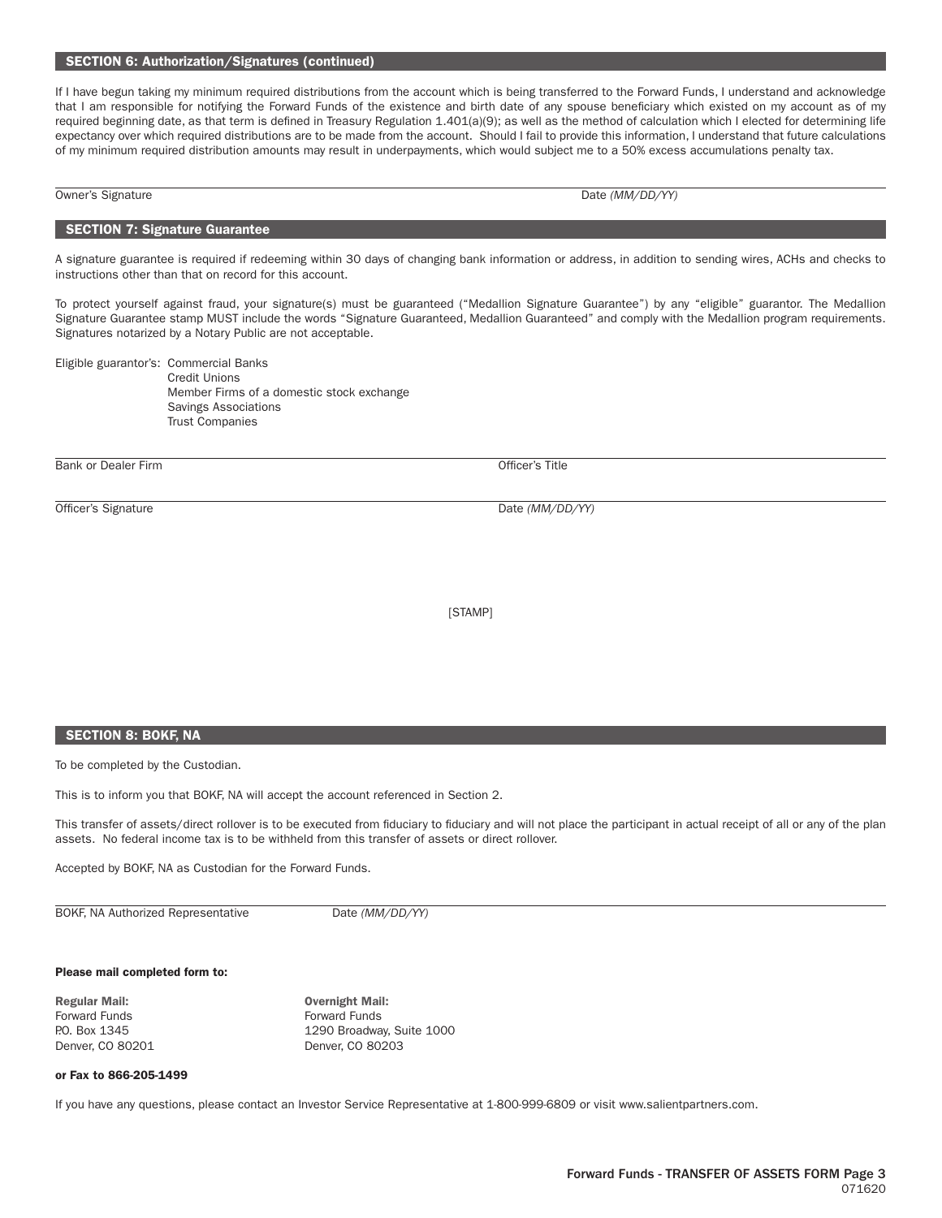## SECTION 6: Authorization/Signatures (continued)

If I have begun taking my minimum required distributions from the account which is being transferred to the Forward Funds, I understand and acknowledge that I am responsible for notifying the Forward Funds of the existence and birth date of any spouse beneficiary which existed on my account as of my required beginning date, as that term is defined in Treasury Regulation 1.401(a)(9); as well as the method of calculation which I elected for determining life expectancy over which required distributions are to be made from the account. Should I fail to provide this information, I understand that future calculations of my minimum required distribution amounts may result in underpayments, which would subject me to a 50% excess accumulations penalty tax.

Owner's Signature Date *(MM/DD/YY)*

## SECTION 7: Signature Guarantee

A signature guarantee is required if redeeming within 30 days of changing bank information or address, in addition to sending wires, ACHs and checks to instructions other than that on record for this account.

To protect yourself against fraud, your signature(s) must be guaranteed ("Medallion Signature Guarantee") by any "eligible" guarantor. The Medallion Signature Guarantee stamp MUST include the words "Signature Guaranteed, Medallion Guaranteed" and comply with the Medallion program requirements. Signatures notarized by a Notary Public are not acceptable.

Eligible guarantor's:
- Commercial Banks
- Credit Unions
- Member Firms of a domestic stock exchange
- Savings Associations
- Trust Companies

Bank or Dealer Firm Officer's Title

Officer's Signature Date *(MM/DD/YY)*

[STAMP]

## SECTION 8: BOKF, NA

To be completed by the Custodian.

This is to inform you that BOKF, NA will accept the account referenced in Section 2.

This transfer of assets/direct rollover is to be executed from fiduciary to fiduciary and will not place the participant in actual receipt of all or any of the plan assets. No federal income tax is to be withheld from this transfer of assets or direct rollover.

Accepted by BOKF, NA as Custodian for the Forward Funds.

BOKF, NA Authorized Representative Date *(MM/DD/YY)*

**Please mail completed form to:**

**Regular Mail:**
Forward Funds
P.O. Box 1345
Denver, CO 80201

**Overnight Mail:**
Forward Funds
1290 Broadway, Suite 1000
Denver, CO 80203

**or Fax to 866-205-1499**

If you have any questions, please contact an Investor Service Representative at 1-800-999-6809 or visit www.salientpartners.com.